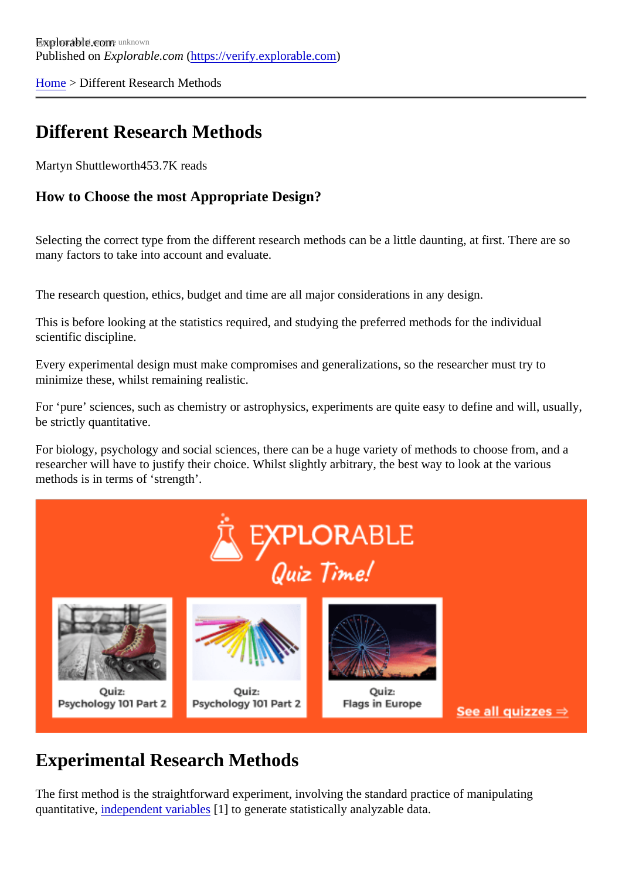Explorable.com
Published on *Explorable.com* (https://verify.explorable.com)

Home > Different Research Methods

# Different Research Methods

Martyn Shuttleworth453.7K reads

### How to Choose the most Appropriate Design?

Selecting the correct type from the different research methods can be a little daunting, at first. There are so many factors to take into account and evaluate.

The research question, ethics, budget and time are all major considerations in any design.

This is before looking at the statistics required, and studying the preferred methods for the individual scientific discipline.

Every experimental design must make compromises and generalizations, so the researcher must try to minimize these, whilst remaining realistic.

For ‘pure’ sciences, such as chemistry or astrophysics, experiments are quite easy to define and will, usually, be strictly quantitative.

For biology, psychology and social sciences, there can be a huge variety of methods to choose from, and a researcher will have to justify their choice. Whilst slightly arbitrary, the best way to look at the various methods is in terms of ‘strength’.

## Experimental Research Methods

The first method is the straightforward experiment, involving the standard practice of manipulating quantitative, independent variables [1] to generate statistically analyzable data.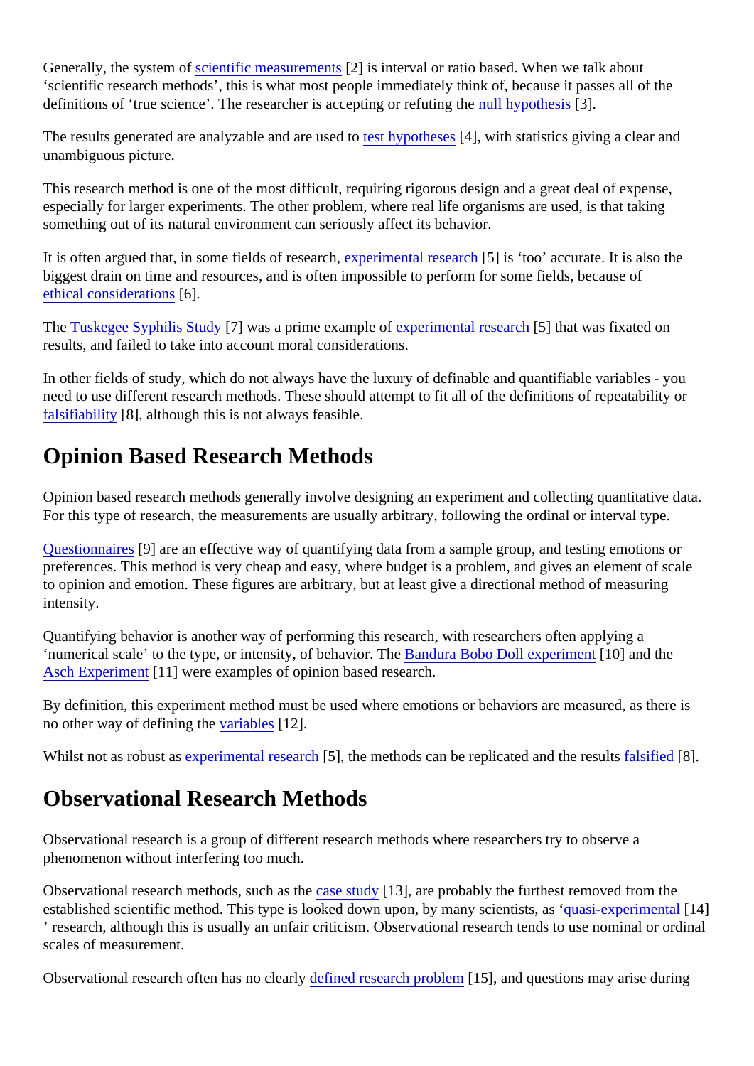Generally, the system of scientific measurements [2] is interval or ratio based. When we talk about 'scientific research methods', this is what most people immediately think of, because it passes all of the definitions of 'true science'. The researcher is accepting or refuting the null hypothesis [3].

The results generated are analyzable and are used to test hypotheses [4], with statistics giving a clear and unambiguous picture.

This research method is one of the most difficult, requiring rigorous design and a great deal of expense, especially for larger experiments. The other problem, where real life organisms are used, is that taking something out of its natural environment can seriously affect its behavior.

It is often argued that, in some fields of research, experimental research [5] is 'too' accurate. It is also the biggest drain on time and resources, and is often impossible to perform for some fields, because of ethical considerations [6].

The Tuskegee Syphilis Study [7] was a prime example of experimental research [5] that was fixated on results, and failed to take into account moral considerations.

In other fields of study, which do not always have the luxury of definable and quantifiable variables - you need to use different research methods. These should attempt to fit all of the definitions of repeatability or falsifiability [8], although this is not always feasible.

## Opinion Based Research Methods

Opinion based research methods generally involve designing an experiment and collecting quantitative data. For this type of research, the measurements are usually arbitrary, following the ordinal or interval type.

Questionnaires [9] are an effective way of quantifying data from a sample group, and testing emotions or preferences. This method is very cheap and easy, where budget is a problem, and gives an element of scale to opinion and emotion. These figures are arbitrary, but at least give a directional method of measuring intensity.

Quantifying behavior is another way of performing this research, with researchers often applying a 'numerical scale' to the type, or intensity, of behavior. The Bandura Bobo Doll experiment [10] and the Asch Experiment [11] were examples of opinion based research.

By definition, this experiment method must be used where emotions or behaviors are measured, as there is no other way of defining the variables [12].

Whilst not as robust as experimental research [5], the methods can be replicated and the results falsified [8].

## Observational Research Methods

Observational research is a group of different research methods where researchers try to observe a phenomenon without interfering too much.

Observational research methods, such as the case study [13], are probably the furthest removed from the established scientific method. This type is looked down upon, by many scientists, as 'quasi-experimental [14] ' research, although this is usually an unfair criticism. Observational research tends to use nominal or ordinal scales of measurement.

Observational research often has no clearly defined research problem [15], and questions may arise during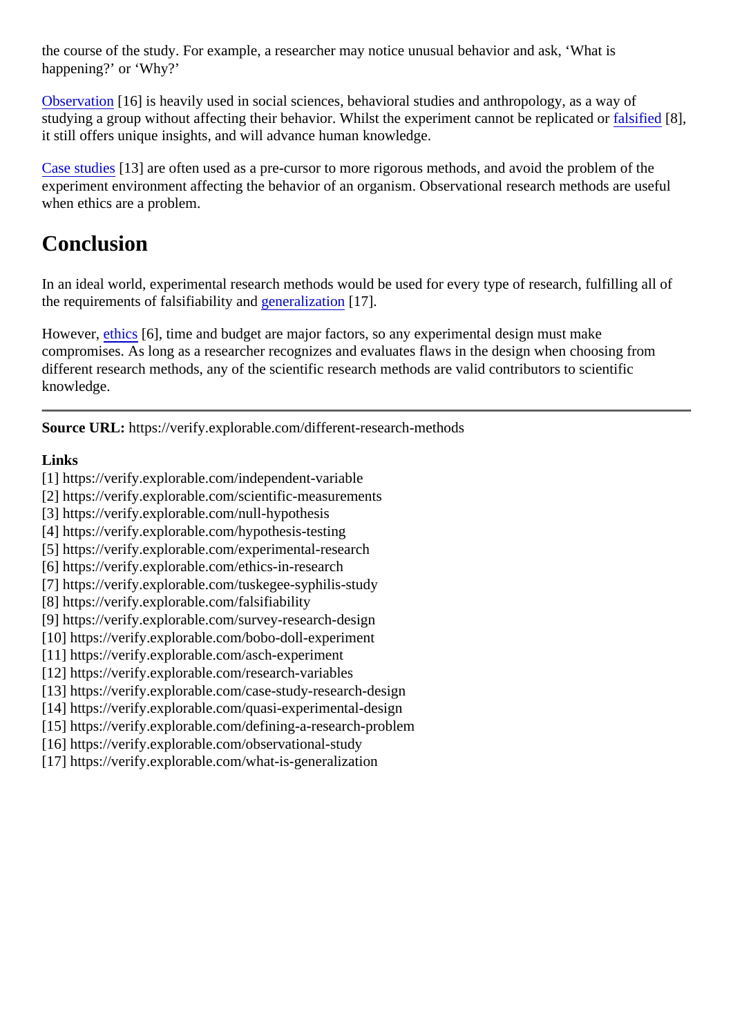the course of the study. For example, a researcher may notice unusual behavior and ask, 'What is happening?' or 'Why?'

Observation [16] is heavily used in social sciences, behavioral studies and anthropology, as a way of studying a group without affecting their behavior. Whilst the experiment cannot be replicated or falsified [8], it still offers unique insights, and will advance human knowledge.

Case studies [13] are often used as a pre-cursor to more rigorous methods, and avoid the problem of the experiment environment affecting the behavior of an organism. Observational research methods are useful when ethics are a problem.

## Conclusion

In an ideal world, experimental research methods would be used for every type of research, fulfilling all of the requirements of falsifiability and generalization [17].

However, ethics [6], time and budget are major factors, so any experimental design must make compromises. As long as a researcher recognizes and evaluates flaws in the design when choosing from different research methods, any of the scientific research methods are valid contributors to scientific knowledge.

---

**Source URL:** https://verify.explorable.com/different-research-methods

**Links**
[1] https://verify.explorable.com/independent-variable
[2] https://verify.explorable.com/scientific-measurements
[3] https://verify.explorable.com/null-hypothesis
[4] https://verify.explorable.com/hypothesis-testing
[5] https://verify.explorable.com/experimental-research
[6] https://verify.explorable.com/ethics-in-research
[7] https://verify.explorable.com/tuskegee-syphilis-study
[8] https://verify.explorable.com/falsifiability
[9] https://verify.explorable.com/survey-research-design
[10] https://verify.explorable.com/bobo-doll-experiment
[11] https://verify.explorable.com/asch-experiment
[12] https://verify.explorable.com/research-variables
[13] https://verify.explorable.com/case-study-research-design
[14] https://verify.explorable.com/quasi-experimental-design
[15] https://verify.explorable.com/defining-a-research-problem
[16] https://verify.explorable.com/observational-study
[17] https://verify.explorable.com/what-is-generalization